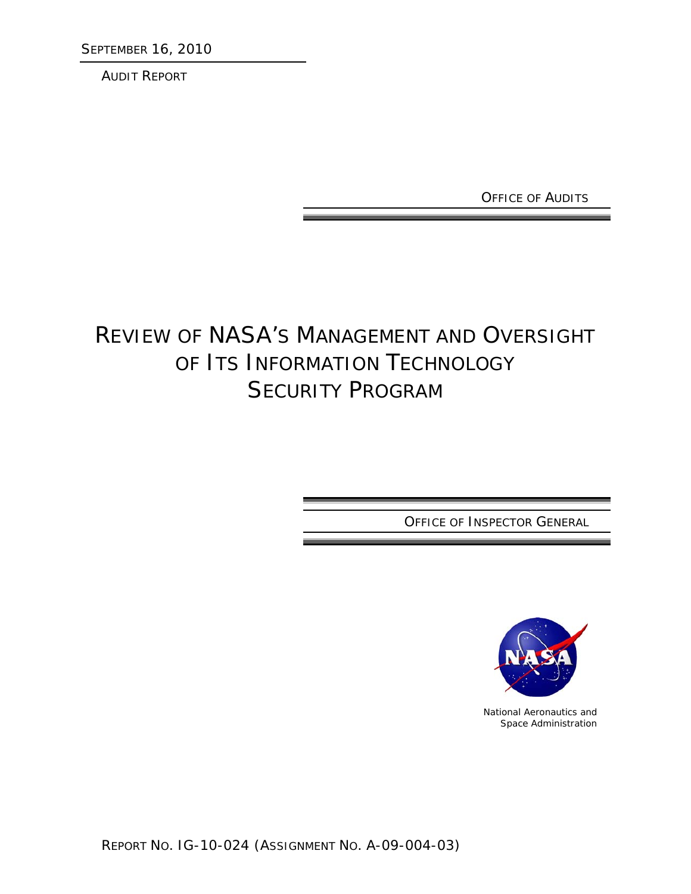SEPTEMBER 16, 2010

AUDIT REPORT

OFFICE OF AUDITS

# REVIEW OF NASA'S MANAGEMENT AND OVERSIGHT OF ITS INFORMATION TECHNOLOGY SECURITY PROGRAM

OFFICE OF INSPECTOR GENERAL

National Aeronautics and Space Administration

REPORT NO. IG-10-024 (ASSIGNMENT NO. A-09-004-03)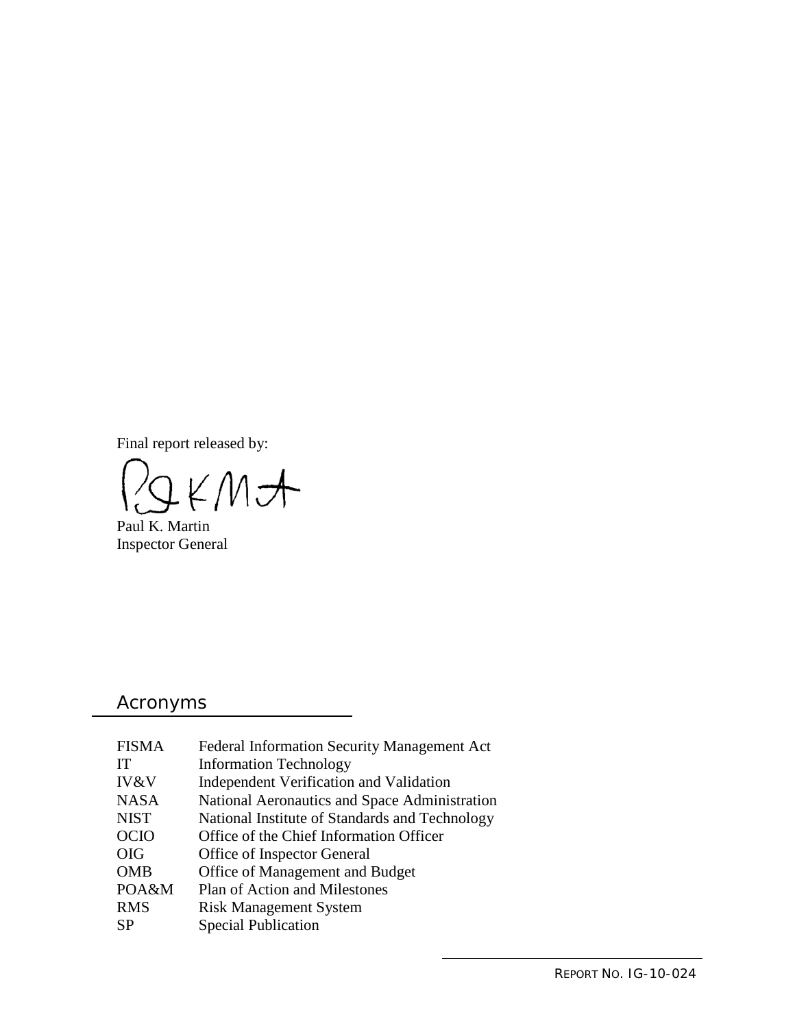Final report released by:

Paul K. Martin
Inspector General

## Acronyms

| | |
|---|---|
| FISMA | Federal Information Security Management Act |
| IT | Information Technology |
| IV&V | Independent Verification and Validation |
| NASA | National Aeronautics and Space Administration |
| NIST | National Institute of Standards and Technology |
| OCIO | Office of the Chief Information Officer |
| OIG | Office of Inspector General |
| OMB | Office of Management and Budget |
| POA&M | Plan of Action and Milestones |
| RMS | Risk Management System |
| SP | Special Publication |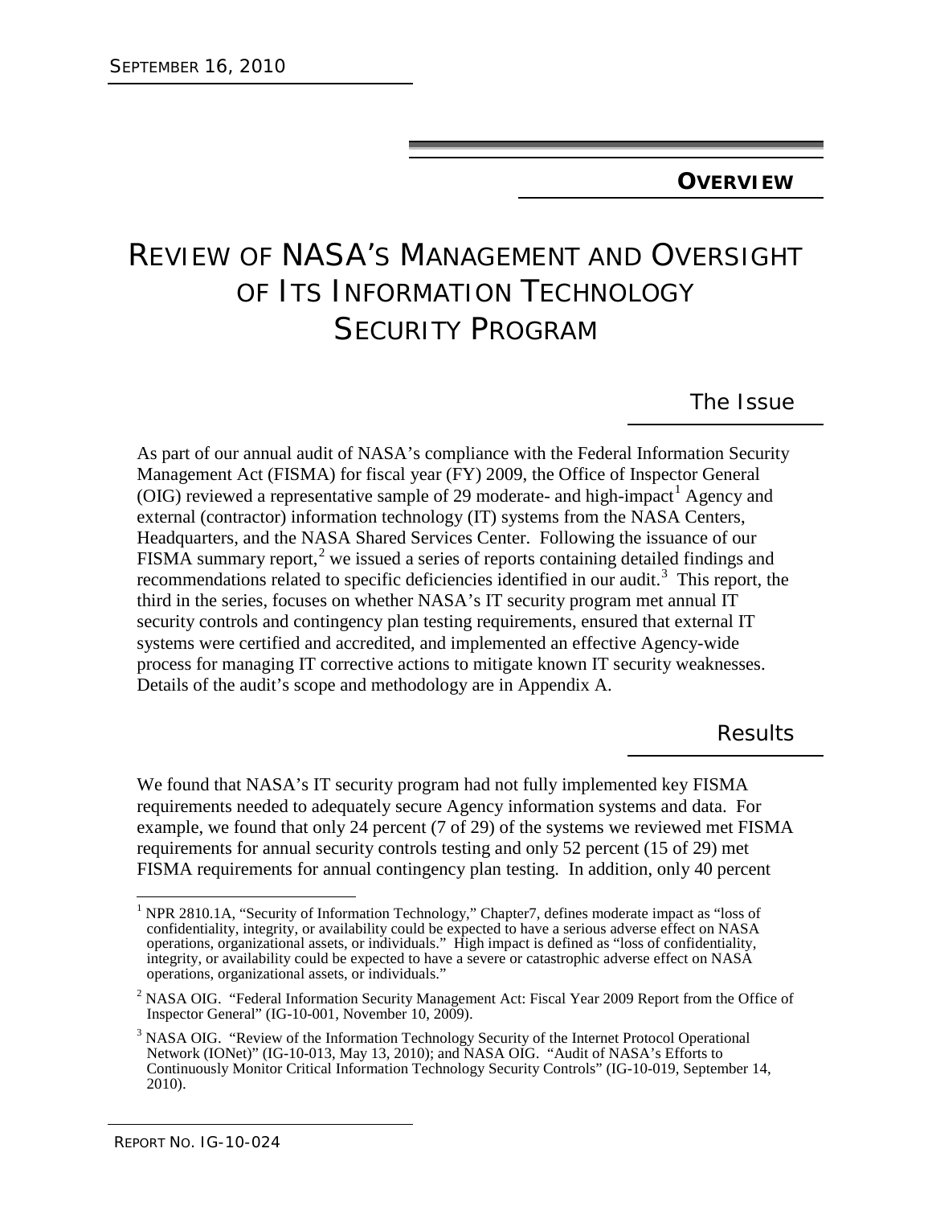## OVERVIEW

# REVIEW OF NASA'S MANAGEMENT AND OVERSIGHT OF ITS INFORMATION TECHNOLOGY SECURITY PROGRAM

### The Issue

As part of our annual audit of NASA's compliance with the Federal Information Security Management Act (FISMA) for fiscal year (FY) 2009, the Office of Inspector General (OIG) reviewed a representative sample of 29 moderate- and high-impact[1] Agency and external (contractor) information technology (IT) systems from the NASA Centers, Headquarters, and the NASA Shared Services Center. Following the issuance of our FISMA summary report,[2] we issued a series of reports containing detailed findings and recommendations related to specific deficiencies identified in our audit.[3] This report, the third in the series, focuses on whether NASA's IT security program met annual IT security controls and contingency plan testing requirements, ensured that external IT systems were certified and accredited, and implemented an effective Agency-wide process for managing IT corrective actions to mitigate known IT security weaknesses. Details of the audit's scope and methodology are in Appendix A.

### Results

We found that NASA's IT security program had not fully implemented key FISMA requirements needed to adequately secure Agency information systems and data. For example, we found that only 24 percent (7 of 29) of the systems we reviewed met FISMA requirements for annual security controls testing and only 52 percent (15 of 29) met FISMA requirements for annual contingency plan testing. In addition, only 40 percent

---

[1] NPR 2810.1A, "Security of Information Technology," Chapter7, defines moderate impact as "loss of confidentiality, integrity, or availability could be expected to have a serious adverse effect on NASA operations, organizational assets, or individuals." High impact is defined as "loss of confidentiality, integrity, or availability could be expected to have a severe or catastrophic adverse effect on NASA operations, organizational assets, or individuals."

[2] NASA OIG. "Federal Information Security Management Act: Fiscal Year 2009 Report from the Office of Inspector General" (IG-10-001, November 10, 2009).

[3] NASA OIG. "Review of the Information Technology Security of the Internet Protocol Operational Network (IONet)" (IG-10-013, May 13, 2010); and NASA OIG. "Audit of NASA's Efforts to Continuously Monitor Critical Information Technology Security Controls" (IG-10-019, September 14, 2010).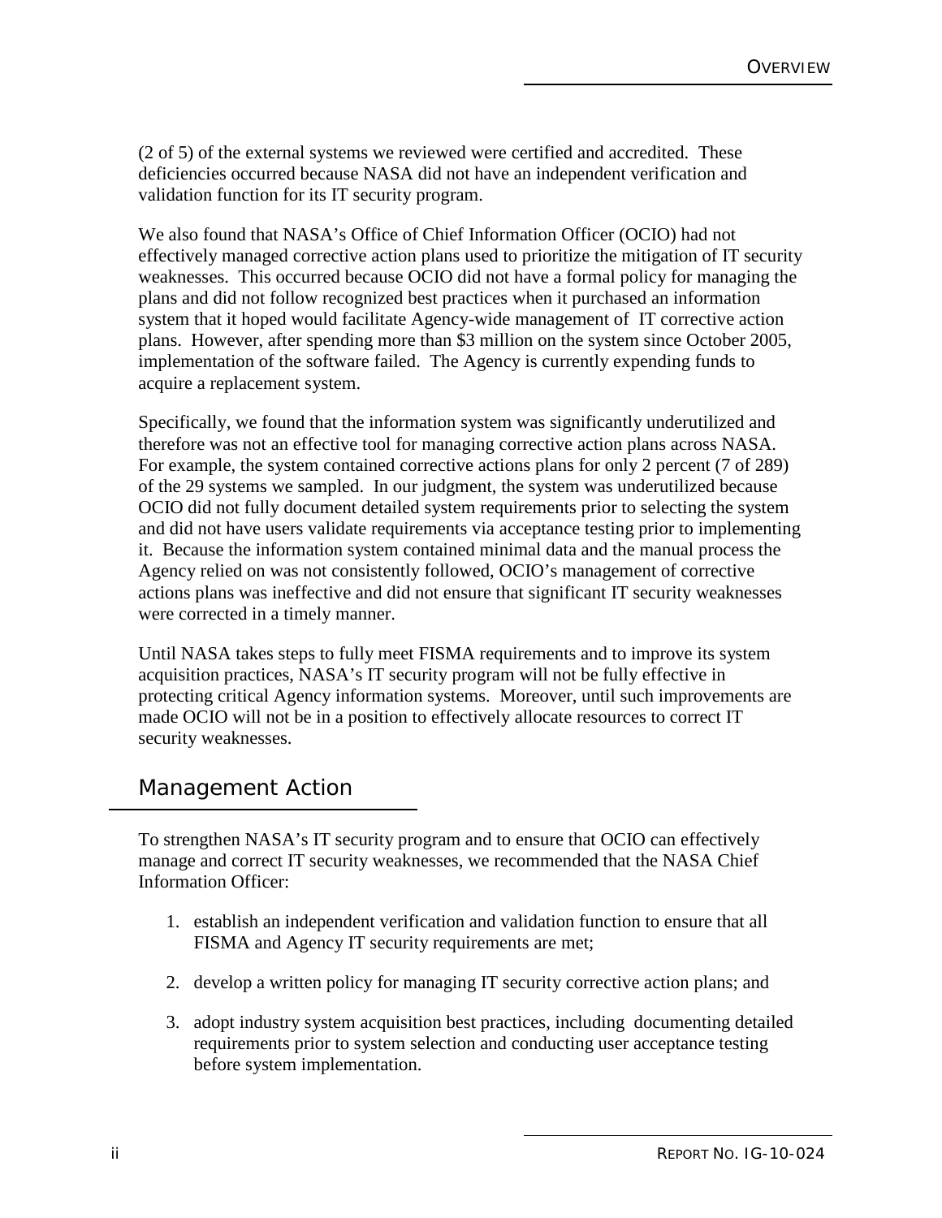(2 of 5) of the external systems we reviewed were certified and accredited. These deficiencies occurred because NASA did not have an independent verification and validation function for its IT security program.

We also found that NASA's Office of Chief Information Officer (OCIO) had not effectively managed corrective action plans used to prioritize the mitigation of IT security weaknesses. This occurred because OCIO did not have a formal policy for managing the plans and did not follow recognized best practices when it purchased an information system that it hoped would facilitate Agency-wide management of IT corrective action plans. However, after spending more than $3 million on the system since October 2005, implementation of the software failed. The Agency is currently expending funds to acquire a replacement system.

Specifically, we found that the information system was significantly underutilized and therefore was not an effective tool for managing corrective action plans across NASA. For example, the system contained corrective actions plans for only 2 percent (7 of 289) of the 29 systems we sampled. In our judgment, the system was underutilized because OCIO did not fully document detailed system requirements prior to selecting the system and did not have users validate requirements via acceptance testing prior to implementing it. Because the information system contained minimal data and the manual process the Agency relied on was not consistently followed, OCIO's management of corrective actions plans was ineffective and did not ensure that significant IT security weaknesses were corrected in a timely manner.

Until NASA takes steps to fully meet FISMA requirements and to improve its system acquisition practices, NASA's IT security program will not be fully effective in protecting critical Agency information systems. Moreover, until such improvements are made OCIO will not be in a position to effectively allocate resources to correct IT security weaknesses.

## Management Action

To strengthen NASA's IT security program and to ensure that OCIO can effectively manage and correct IT security weaknesses, we recommended that the NASA Chief Information Officer:

1. establish an independent verification and validation function to ensure that all FISMA and Agency IT security requirements are met;
2. develop a written policy for managing IT security corrective action plans; and
3. adopt industry system acquisition best practices, including documenting detailed requirements prior to system selection and conducting user acceptance testing before system implementation.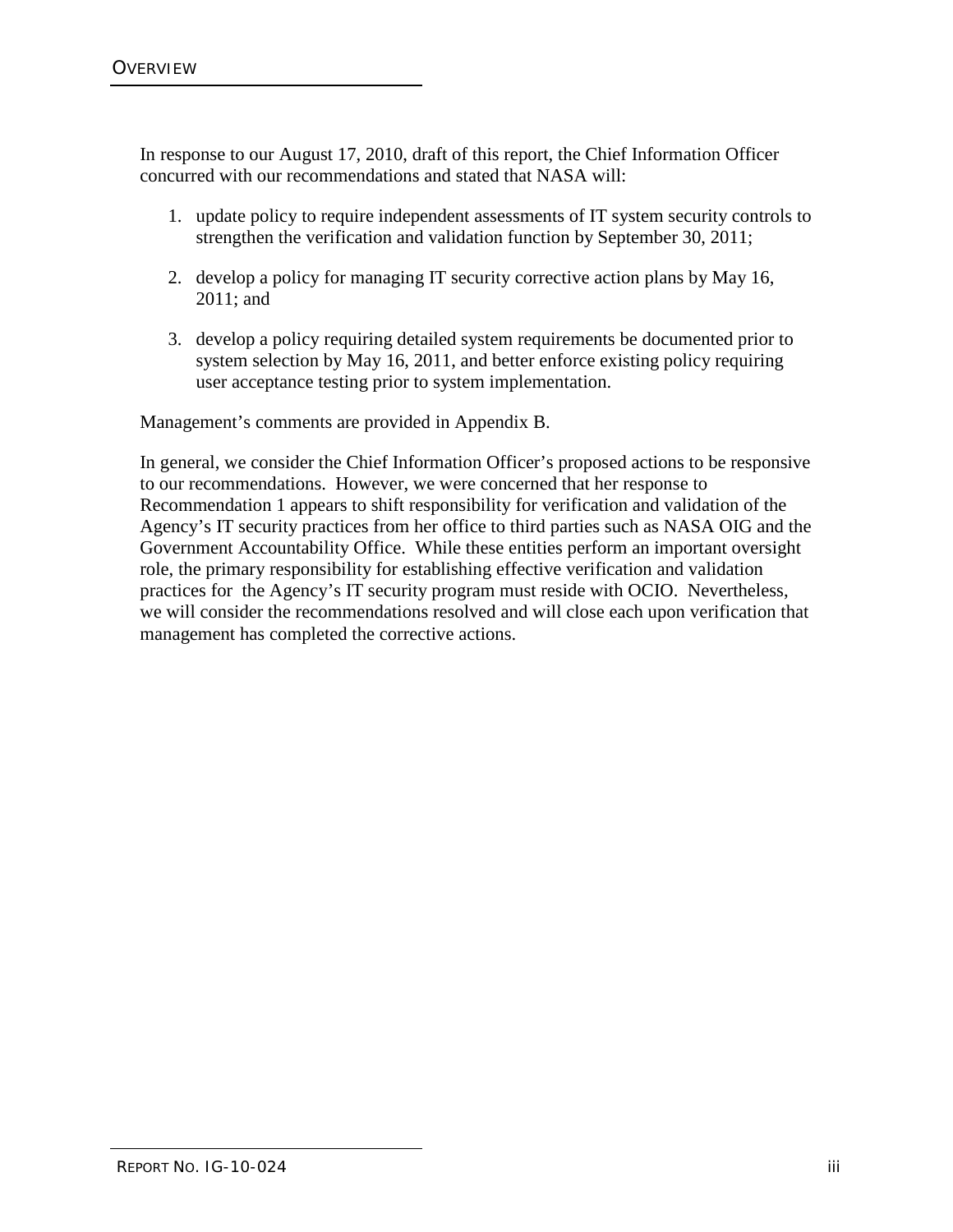In response to our August 17, 2010, draft of this report, the Chief Information Officer concurred with our recommendations and stated that NASA will:

1. update policy to require independent assessments of IT system security controls to strengthen the verification and validation function by September 30, 2011;
2. develop a policy for managing IT security corrective action plans by May 16, 2011; and
3. develop a policy requiring detailed system requirements be documented prior to system selection by May 16, 2011, and better enforce existing policy requiring user acceptance testing prior to system implementation.

Management's comments are provided in Appendix B.

In general, we consider the Chief Information Officer's proposed actions to be responsive to our recommendations. However, we were concerned that her response to Recommendation 1 appears to shift responsibility for verification and validation of the Agency's IT security practices from her office to third parties such as NASA OIG and the Government Accountability Office. While these entities perform an important oversight role, the primary responsibility for establishing effective verification and validation practices for the Agency's IT security program must reside with OCIO. Nevertheless, we will consider the recommendations resolved and will close each upon verification that management has completed the corrective actions.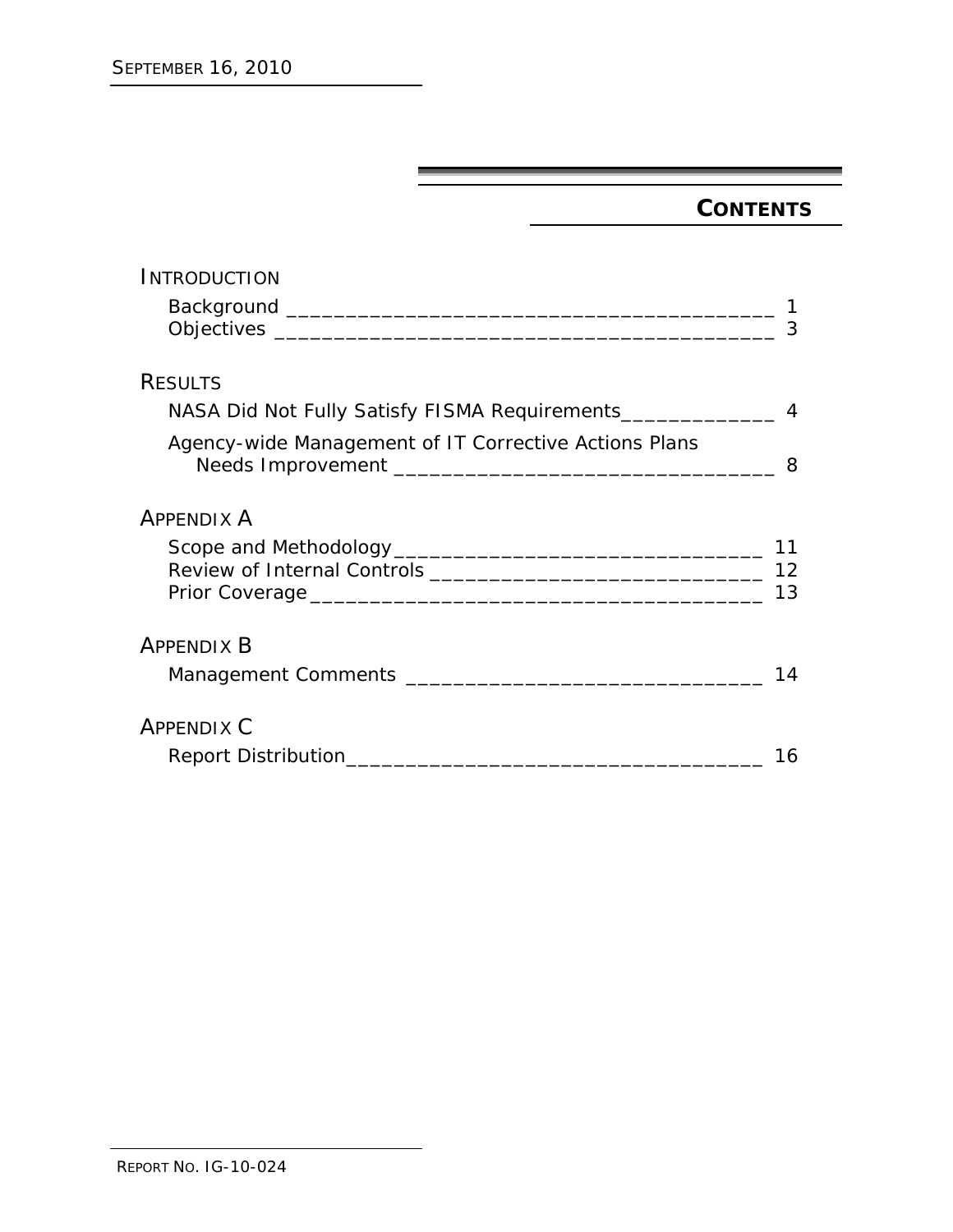# CONTENTS

## INTRODUCTION

Background _________________________________________ 1
Objectives __________________________________________ 3

## RESULTS

NASA Did Not Fully Satisfy FISMA Requirements_____________ 4

Agency-wide Management of IT Corrective Actions Plans Needs Improvement _______________________________ 8

## APPENDIX A

Scope and Methodology________________________________ 11
Review of Internal Controls _____________________________ 12
Prior Coverage_______________________________________ 13

## APPENDIX B

Management Comments ______________________________ 14

## APPENDIX C

Report Distribution___________________________________ 16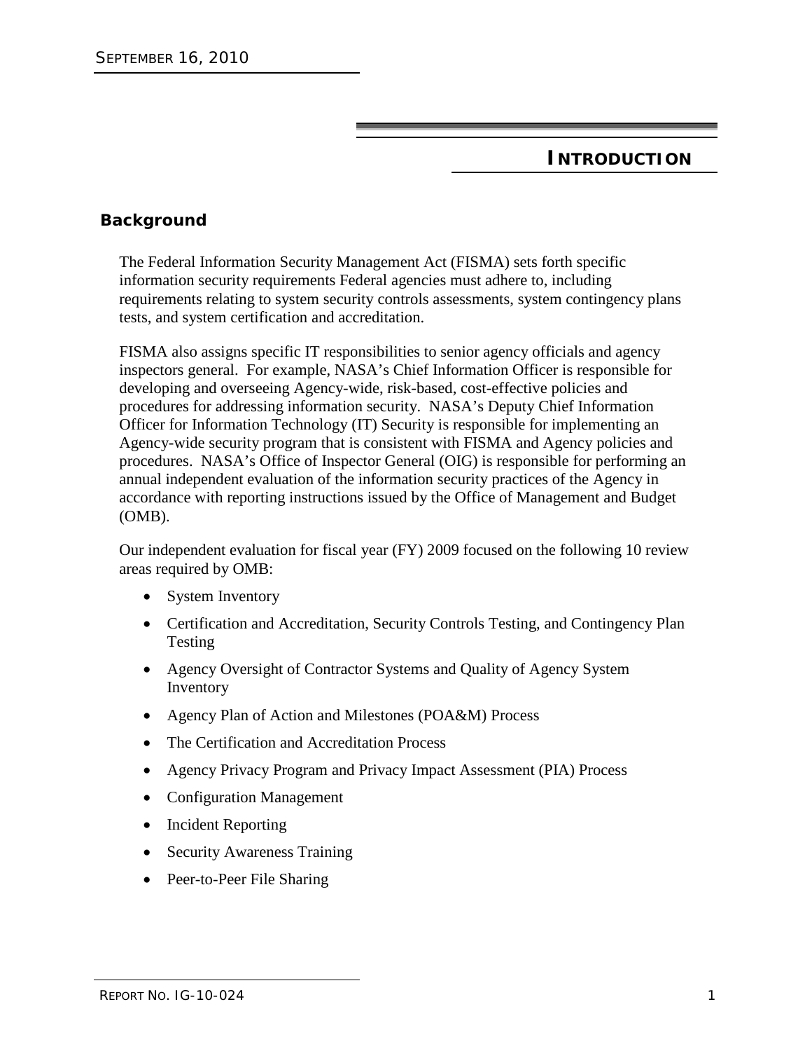# INTRODUCTION

## Background

The Federal Information Security Management Act (FISMA) sets forth specific information security requirements Federal agencies must adhere to, including requirements relating to system security controls assessments, system contingency plans tests, and system certification and accreditation.

FISMA also assigns specific IT responsibilities to senior agency officials and agency inspectors general. For example, NASA's Chief Information Officer is responsible for developing and overseeing Agency-wide, risk-based, cost-effective policies and procedures for addressing information security. NASA's Deputy Chief Information Officer for Information Technology (IT) Security is responsible for implementing an Agency-wide security program that is consistent with FISMA and Agency policies and procedures. NASA's Office of Inspector General (OIG) is responsible for performing an annual independent evaluation of the information security practices of the Agency in accordance with reporting instructions issued by the Office of Management and Budget (OMB).

Our independent evaluation for fiscal year (FY) 2009 focused on the following 10 review areas required by OMB:

- System Inventory
- Certification and Accreditation, Security Controls Testing, and Contingency Plan Testing
- Agency Oversight of Contractor Systems and Quality of Agency System Inventory
- Agency Plan of Action and Milestones (POA&M) Process
- The Certification and Accreditation Process
- Agency Privacy Program and Privacy Impact Assessment (PIA) Process
- Configuration Management
- Incident Reporting
- Security Awareness Training
- Peer-to-Peer File Sharing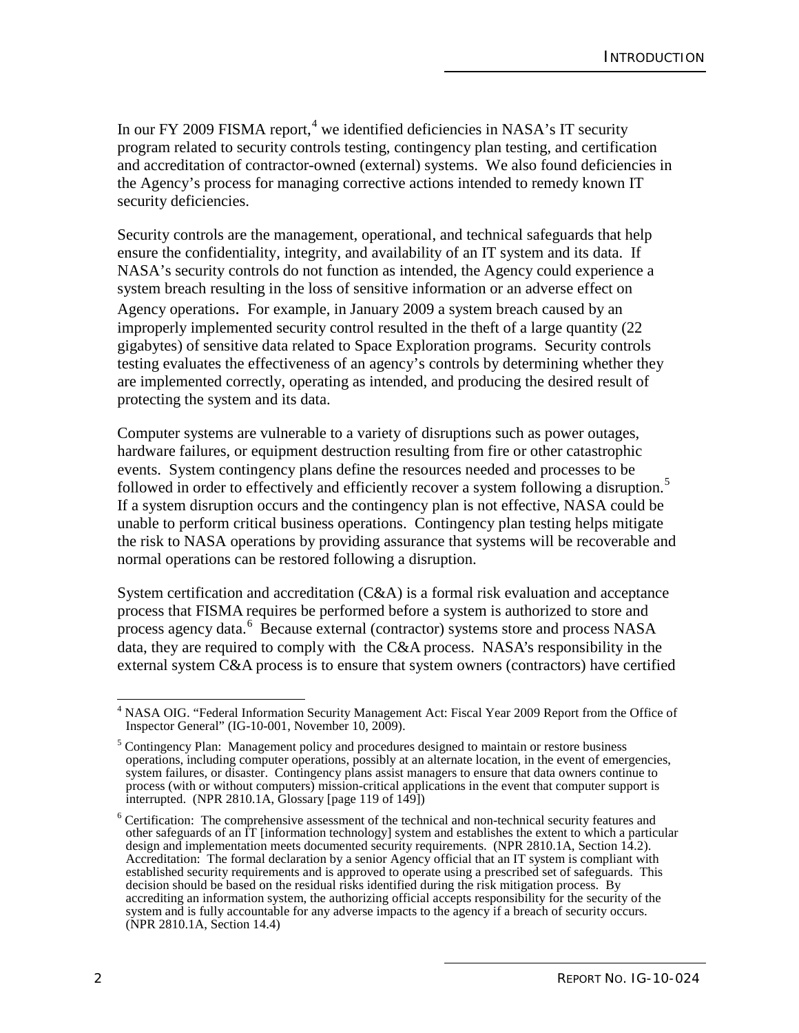In our FY 2009 FISMA report,[4] we identified deficiencies in NASA's IT security program related to security controls testing, contingency plan testing, and certification and accreditation of contractor-owned (external) systems. We also found deficiencies in the Agency's process for managing corrective actions intended to remedy known IT security deficiencies.

Security controls are the management, operational, and technical safeguards that help ensure the confidentiality, integrity, and availability of an IT system and its data. If NASA's security controls do not function as intended, the Agency could experience a system breach resulting in the loss of sensitive information or an adverse effect on Agency operations. For example, in January 2009 a system breach caused by an improperly implemented security control resulted in the theft of a large quantity (22 gigabytes) of sensitive data related to Space Exploration programs. Security controls testing evaluates the effectiveness of an agency's controls by determining whether they are implemented correctly, operating as intended, and producing the desired result of protecting the system and its data.

Computer systems are vulnerable to a variety of disruptions such as power outages, hardware failures, or equipment destruction resulting from fire or other catastrophic events. System contingency plans define the resources needed and processes to be followed in order to effectively and efficiently recover a system following a disruption.[5] If a system disruption occurs and the contingency plan is not effective, NASA could be unable to perform critical business operations. Contingency plan testing helps mitigate the risk to NASA operations by providing assurance that systems will be recoverable and normal operations can be restored following a disruption.

System certification and accreditation (C&A) is a formal risk evaluation and acceptance process that FISMA requires be performed before a system is authorized to store and process agency data.[6] Because external (contractor) systems store and process NASA data, they are required to comply with the C&A process. NASA's responsibility in the external system C&A process is to ensure that system owners (contractors) have certified

---

[4] NASA OIG. "Federal Information Security Management Act: Fiscal Year 2009 Report from the Office of Inspector General" (IG-10-001, November 10, 2009).

[5] Contingency Plan: Management policy and procedures designed to maintain or restore business operations, including computer operations, possibly at an alternate location, in the event of emergencies, system failures, or disaster. Contingency plans assist managers to ensure that data owners continue to process (with or without computers) mission-critical applications in the event that computer support is interrupted. (NPR 2810.1A, Glossary [page 119 of 149])

[6] Certification: The comprehensive assessment of the technical and non-technical security features and other safeguards of an IT [information technology] system and establishes the extent to which a particular design and implementation meets documented security requirements. (NPR 2810.1A, Section 14.2). Accreditation: The formal declaration by a senior Agency official that an IT system is compliant with established security requirements and is approved to operate using a prescribed set of safeguards. This decision should be based on the residual risks identified during the risk mitigation process. By accrediting an information system, the authorizing official accepts responsibility for the security of the system and is fully accountable for any adverse impacts to the agency if a breach of security occurs. (NPR 2810.1A, Section 14.4)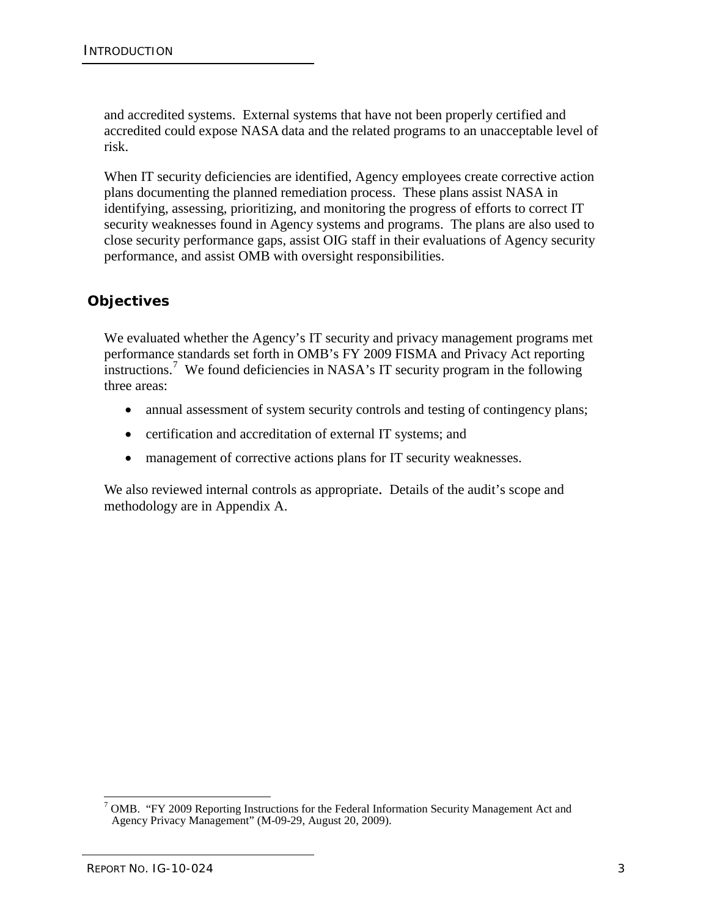and accredited systems. External systems that have not been properly certified and accredited could expose NASA data and the related programs to an unacceptable level of risk.

When IT security deficiencies are identified, Agency employees create corrective action plans documenting the planned remediation process. These plans assist NASA in identifying, assessing, prioritizing, and monitoring the progress of efforts to correct IT security weaknesses found in Agency systems and programs. The plans are also used to close security performance gaps, assist OIG staff in their evaluations of Agency security performance, and assist OMB with oversight responsibilities.

## Objectives

We evaluated whether the Agency's IT security and privacy management programs met performance standards set forth in OMB's FY 2009 FISMA and Privacy Act reporting instructions.[7] We found deficiencies in NASA's IT security program in the following three areas:

- annual assessment of system security controls and testing of contingency plans;
- certification and accreditation of external IT systems; and
- management of corrective actions plans for IT security weaknesses.

We also reviewed internal controls as appropriate. Details of the audit's scope and methodology are in Appendix A.

---

[7] OMB. "FY 2009 Reporting Instructions for the Federal Information Security Management Act and Agency Privacy Management" (M-09-29, August 20, 2009).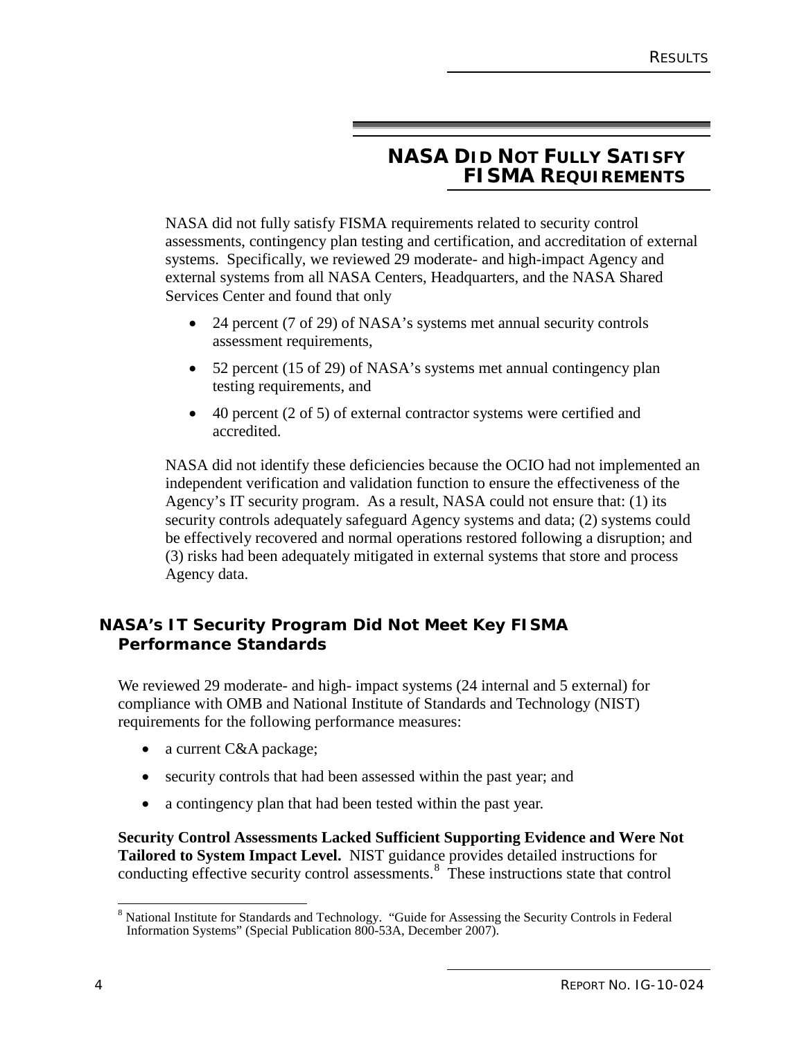# NASA Did Not Fully Satisfy FISMA Requirements

NASA did not fully satisfy FISMA requirements related to security control assessments, contingency plan testing and certification, and accreditation of external systems. Specifically, we reviewed 29 moderate- and high-impact Agency and external systems from all NASA Centers, Headquarters, and the NASA Shared Services Center and found that only

- 24 percent (7 of 29) of NASA's systems met annual security controls assessment requirements,
- 52 percent (15 of 29) of NASA's systems met annual contingency plan testing requirements, and
- 40 percent (2 of 5) of external contractor systems were certified and accredited.

NASA did not identify these deficiencies because the OCIO had not implemented an independent verification and validation function to ensure the effectiveness of the Agency's IT security program. As a result, NASA could not ensure that: (1) its security controls adequately safeguard Agency systems and data; (2) systems could be effectively recovered and normal operations restored following a disruption; and (3) risks had been adequately mitigated in external systems that store and process Agency data.

## NASA's IT Security Program Did Not Meet Key FISMA Performance Standards

We reviewed 29 moderate- and high- impact systems (24 internal and 5 external) for compliance with OMB and National Institute of Standards and Technology (NIST) requirements for the following performance measures:

- a current C&A package;
- security controls that had been assessed within the past year; and
- a contingency plan that had been tested within the past year.

**Security Control Assessments Lacked Sufficient Supporting Evidence and Were Not Tailored to System Impact Level.** NIST guidance provides detailed instructions for conducting effective security control assessments.[8] These instructions state that control

[8] National Institute for Standards and Technology. "Guide for Assessing the Security Controls in Federal Information Systems" (Special Publication 800-53A, December 2007).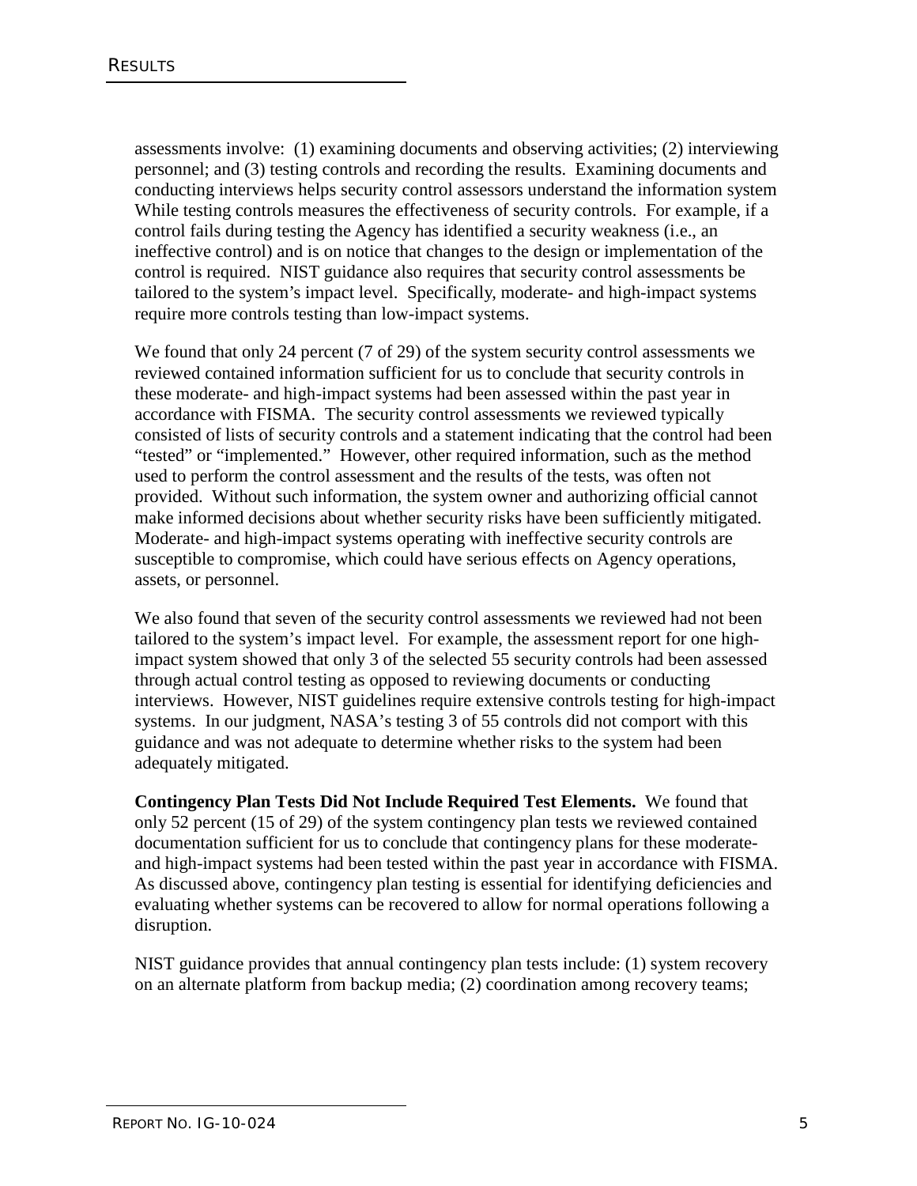assessments involve: (1) examining documents and observing activities; (2) interviewing personnel; and (3) testing controls and recording the results. Examining documents and conducting interviews helps security control assessors understand the information system While testing controls measures the effectiveness of security controls. For example, if a control fails during testing the Agency has identified a security weakness (i.e., an ineffective control) and is on notice that changes to the design or implementation of the control is required. NIST guidance also requires that security control assessments be tailored to the system's impact level. Specifically, moderate- and high-impact systems require more controls testing than low-impact systems.

We found that only 24 percent (7 of 29) of the system security control assessments we reviewed contained information sufficient for us to conclude that security controls in these moderate- and high-impact systems had been assessed within the past year in accordance with FISMA. The security control assessments we reviewed typically consisted of lists of security controls and a statement indicating that the control had been "tested" or "implemented." However, other required information, such as the method used to perform the control assessment and the results of the tests, was often not provided. Without such information, the system owner and authorizing official cannot make informed decisions about whether security risks have been sufficiently mitigated. Moderate- and high-impact systems operating with ineffective security controls are susceptible to compromise, which could have serious effects on Agency operations, assets, or personnel.

We also found that seven of the security control assessments we reviewed had not been tailored to the system's impact level. For example, the assessment report for one high-impact system showed that only 3 of the selected 55 security controls had been assessed through actual control testing as opposed to reviewing documents or conducting interviews. However, NIST guidelines require extensive controls testing for high-impact systems. In our judgment, NASA's testing 3 of 55 controls did not comport with this guidance and was not adequate to determine whether risks to the system had been adequately mitigated.

**Contingency Plan Tests Did Not Include Required Test Elements.** We found that only 52 percent (15 of 29) of the system contingency plan tests we reviewed contained documentation sufficient for us to conclude that contingency plans for these moderate- and high-impact systems had been tested within the past year in accordance with FISMA. As discussed above, contingency plan testing is essential for identifying deficiencies and evaluating whether systems can be recovered to allow for normal operations following a disruption.

NIST guidance provides that annual contingency plan tests include: (1) system recovery on an alternate platform from backup media; (2) coordination among recovery teams;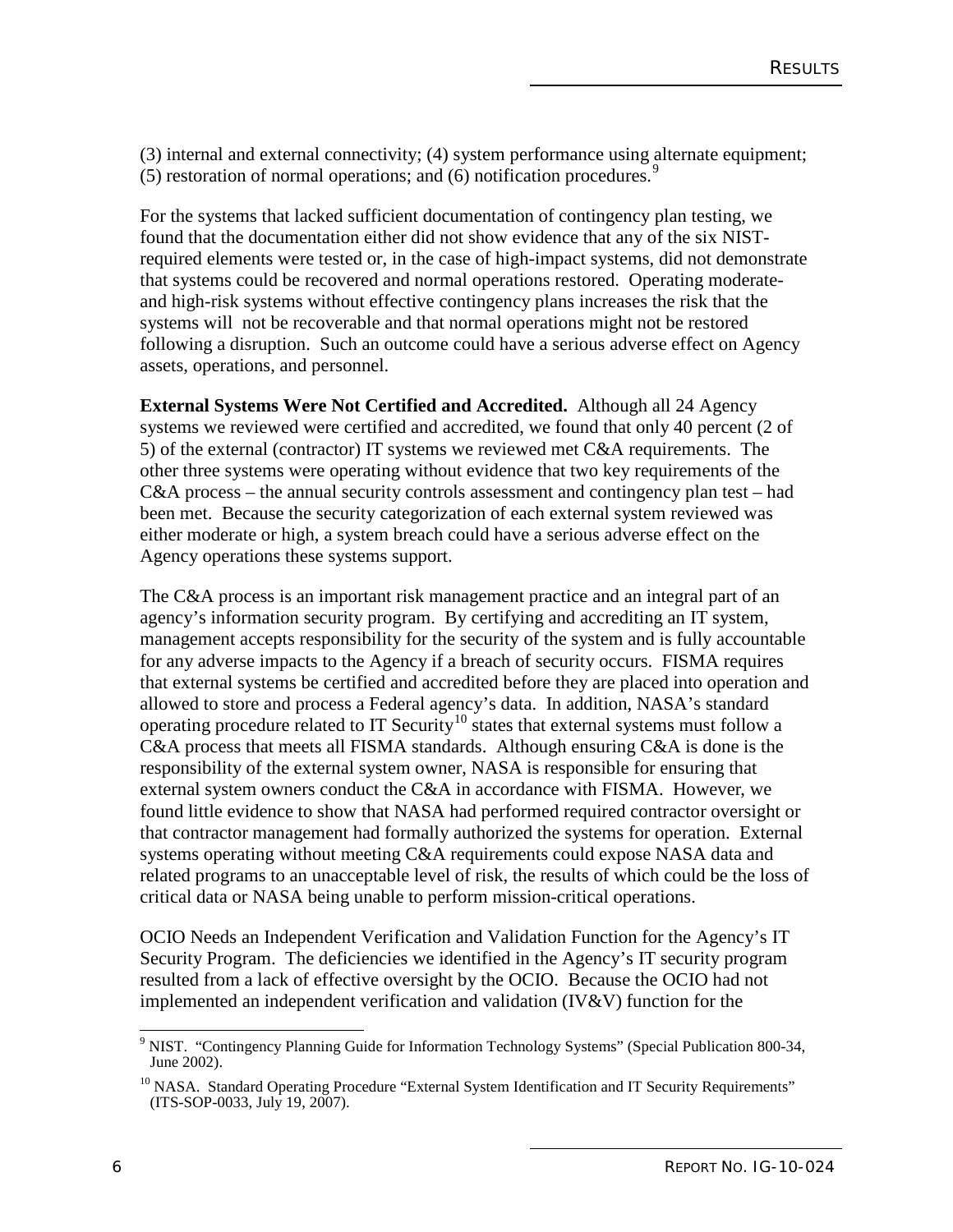(3) internal and external connectivity; (4) system performance using alternate equipment; (5) restoration of normal operations; and (6) notification procedures.[9]

For the systems that lacked sufficient documentation of contingency plan testing, we found that the documentation either did not show evidence that any of the six NIST-required elements were tested or, in the case of high-impact systems, did not demonstrate that systems could be recovered and normal operations restored. Operating moderate- and high-risk systems without effective contingency plans increases the risk that the systems will not be recoverable and that normal operations might not be restored following a disruption. Such an outcome could have a serious adverse effect on Agency assets, operations, and personnel.

**External Systems Were Not Certified and Accredited.** Although all 24 Agency systems we reviewed were certified and accredited, we found that only 40 percent (2 of 5) of the external (contractor) IT systems we reviewed met C&A requirements. The other three systems were operating without evidence that two key requirements of the C&A process – the annual security controls assessment and contingency plan test – had been met. Because the security categorization of each external system reviewed was either moderate or high, a system breach could have a serious adverse effect on the Agency operations these systems support.

The C&A process is an important risk management practice and an integral part of an agency's information security program. By certifying and accrediting an IT system, management accepts responsibility for the security of the system and is fully accountable for any adverse impacts to the Agency if a breach of security occurs. FISMA requires that external systems be certified and accredited before they are placed into operation and allowed to store and process a Federal agency's data. In addition, NASA's standard operating procedure related to IT Security[10] states that external systems must follow a C&A process that meets all FISMA standards. Although ensuring C&A is done is the responsibility of the external system owner, NASA is responsible for ensuring that external system owners conduct the C&A in accordance with FISMA. However, we found little evidence to show that NASA had performed required contractor oversight or that contractor management had formally authorized the systems for operation. External systems operating without meeting C&A requirements could expose NASA data and related programs to an unacceptable level of risk, the results of which could be the loss of critical data or NASA being unable to perform mission-critical operations.

OCIO Needs an Independent Verification and Validation Function for the Agency's IT Security Program. The deficiencies we identified in the Agency's IT security program resulted from a lack of effective oversight by the OCIO. Because the OCIO had not implemented an independent verification and validation (IV&V) function for the

---

[9] NIST. "Contingency Planning Guide for Information Technology Systems" (Special Publication 800-34, June 2002).

[10] NASA. Standard Operating Procedure "External System Identification and IT Security Requirements" (ITS-SOP-0033, July 19, 2007).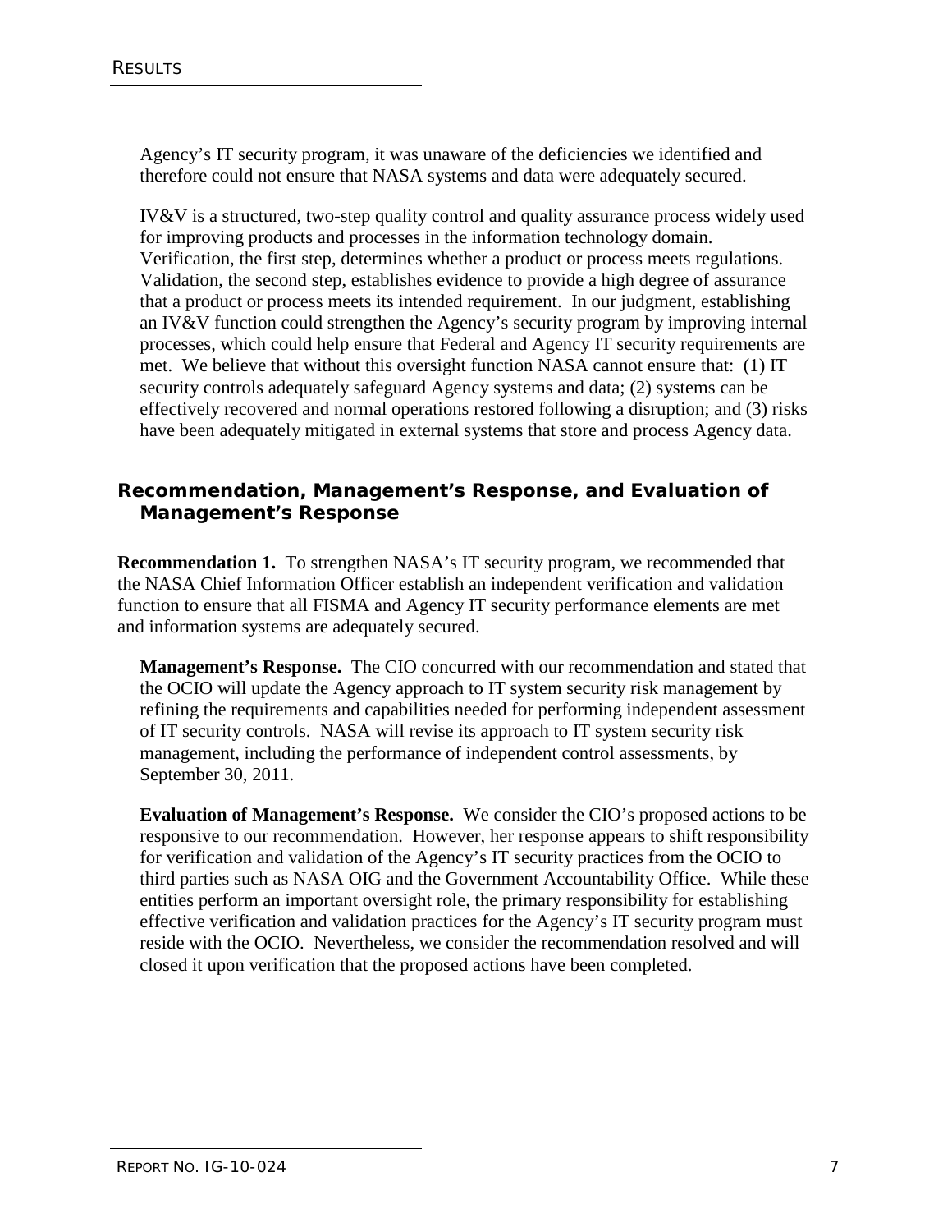Agency's IT security program, it was unaware of the deficiencies we identified and therefore could not ensure that NASA systems and data were adequately secured.

IV&V is a structured, two-step quality control and quality assurance process widely used for improving products and processes in the information technology domain. Verification, the first step, determines whether a product or process meets regulations. Validation, the second step, establishes evidence to provide a high degree of assurance that a product or process meets its intended requirement. In our judgment, establishing an IV&V function could strengthen the Agency's security program by improving internal processes, which could help ensure that Federal and Agency IT security requirements are met. We believe that without this oversight function NASA cannot ensure that: (1) IT security controls adequately safeguard Agency systems and data; (2) systems can be effectively recovered and normal operations restored following a disruption; and (3) risks have been adequately mitigated in external systems that store and process Agency data.

## Recommendation, Management's Response, and Evaluation of Management's Response

**Recommendation 1.** To strengthen NASA's IT security program, we recommended that the NASA Chief Information Officer establish an independent verification and validation function to ensure that all FISMA and Agency IT security performance elements are met and information systems are adequately secured.

**Management's Response.** The CIO concurred with our recommendation and stated that the OCIO will update the Agency approach to IT system security risk management by refining the requirements and capabilities needed for performing independent assessment of IT security controls. NASA will revise its approach to IT system security risk management, including the performance of independent control assessments, by September 30, 2011.

**Evaluation of Management's Response.** We consider the CIO's proposed actions to be responsive to our recommendation. However, her response appears to shift responsibility for verification and validation of the Agency's IT security practices from the OCIO to third parties such as NASA OIG and the Government Accountability Office. While these entities perform an important oversight role, the primary responsibility for establishing effective verification and validation practices for the Agency's IT security program must reside with the OCIO. Nevertheless, we consider the recommendation resolved and will closed it upon verification that the proposed actions have been completed.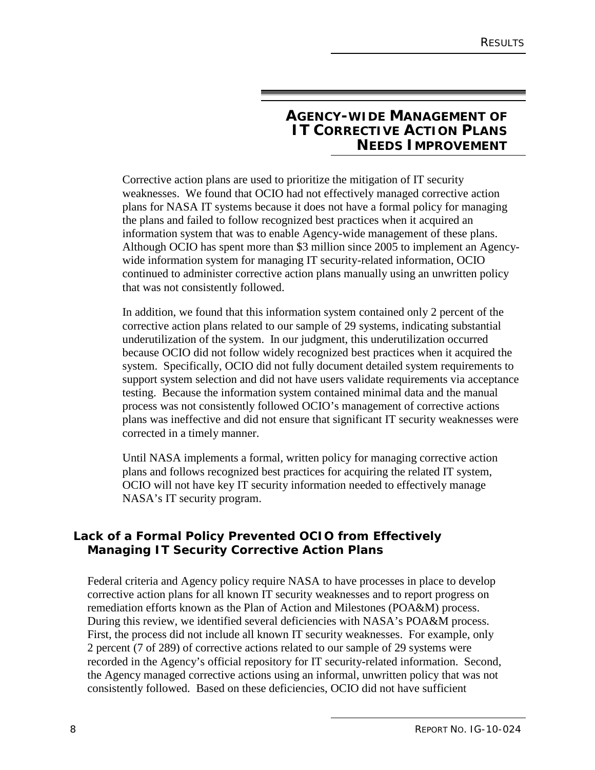## Agency-wide Management of IT Corrective Action Plans Needs Improvement

Corrective action plans are used to prioritize the mitigation of IT security weaknesses. We found that OCIO had not effectively managed corrective action plans for NASA IT systems because it does not have a formal policy for managing the plans and failed to follow recognized best practices when it acquired an information system that was to enable Agency-wide management of these plans. Although OCIO has spent more than $3 million since 2005 to implement an Agency-wide information system for managing IT security-related information, OCIO continued to administer corrective action plans manually using an unwritten policy that was not consistently followed.

In addition, we found that this information system contained only 2 percent of the corrective action plans related to our sample of 29 systems, indicating substantial underutilization of the system. In our judgment, this underutilization occurred because OCIO did not follow widely recognized best practices when it acquired the system. Specifically, OCIO did not fully document detailed system requirements to support system selection and did not have users validate requirements via acceptance testing. Because the information system contained minimal data and the manual process was not consistently followed OCIO's management of corrective actions plans was ineffective and did not ensure that significant IT security weaknesses were corrected in a timely manner.

Until NASA implements a formal, written policy for managing corrective action plans and follows recognized best practices for acquiring the related IT system, OCIO will not have key IT security information needed to effectively manage NASA's IT security program.

### Lack of a Formal Policy Prevented OCIO from Effectively Managing IT Security Corrective Action Plans

Federal criteria and Agency policy require NASA to have processes in place to develop corrective action plans for all known IT security weaknesses and to report progress on remediation efforts known as the Plan of Action and Milestones (POA&M) process. During this review, we identified several deficiencies with NASA's POA&M process. First, the process did not include all known IT security weaknesses. For example, only 2 percent (7 of 289) of corrective actions related to our sample of 29 systems were recorded in the Agency's official repository for IT security-related information. Second, the Agency managed corrective actions using an informal, unwritten policy that was not consistently followed. Based on these deficiencies, OCIO did not have sufficient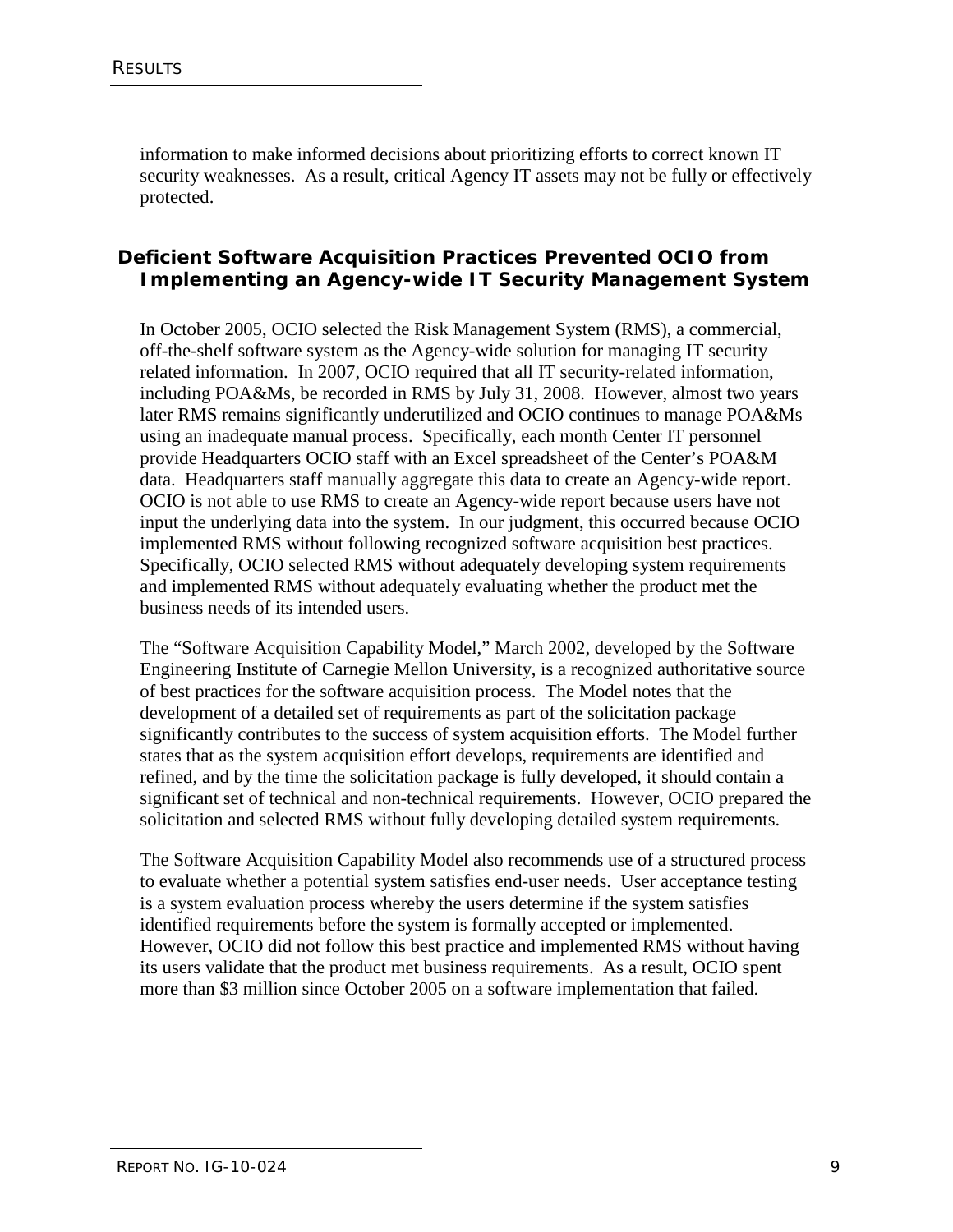information to make informed decisions about prioritizing efforts to correct known IT security weaknesses. As a result, critical Agency IT assets may not be fully or effectively protected.

## Deficient Software Acquisition Practices Prevented OCIO from Implementing an Agency-wide IT Security Management System

In October 2005, OCIO selected the Risk Management System (RMS), a commercial, off-the-shelf software system as the Agency-wide solution for managing IT security related information. In 2007, OCIO required that all IT security-related information, including POA&Ms, be recorded in RMS by July 31, 2008. However, almost two years later RMS remains significantly underutilized and OCIO continues to manage POA&Ms using an inadequate manual process. Specifically, each month Center IT personnel provide Headquarters OCIO staff with an Excel spreadsheet of the Center's POA&M data. Headquarters staff manually aggregate this data to create an Agency-wide report. OCIO is not able to use RMS to create an Agency-wide report because users have not input the underlying data into the system. In our judgment, this occurred because OCIO implemented RMS without following recognized software acquisition best practices. Specifically, OCIO selected RMS without adequately developing system requirements and implemented RMS without adequately evaluating whether the product met the business needs of its intended users.

The "Software Acquisition Capability Model," March 2002, developed by the Software Engineering Institute of Carnegie Mellon University, is a recognized authoritative source of best practices for the software acquisition process. The Model notes that the development of a detailed set of requirements as part of the solicitation package significantly contributes to the success of system acquisition efforts. The Model further states that as the system acquisition effort develops, requirements are identified and refined, and by the time the solicitation package is fully developed, it should contain a significant set of technical and non-technical requirements. However, OCIO prepared the solicitation and selected RMS without fully developing detailed system requirements.

The Software Acquisition Capability Model also recommends use of a structured process to evaluate whether a potential system satisfies end-user needs. User acceptance testing is a system evaluation process whereby the users determine if the system satisfies identified requirements before the system is formally accepted or implemented. However, OCIO did not follow this best practice and implemented RMS without having its users validate that the product met business requirements. As a result, OCIO spent more than $3 million since October 2005 on a software implementation that failed.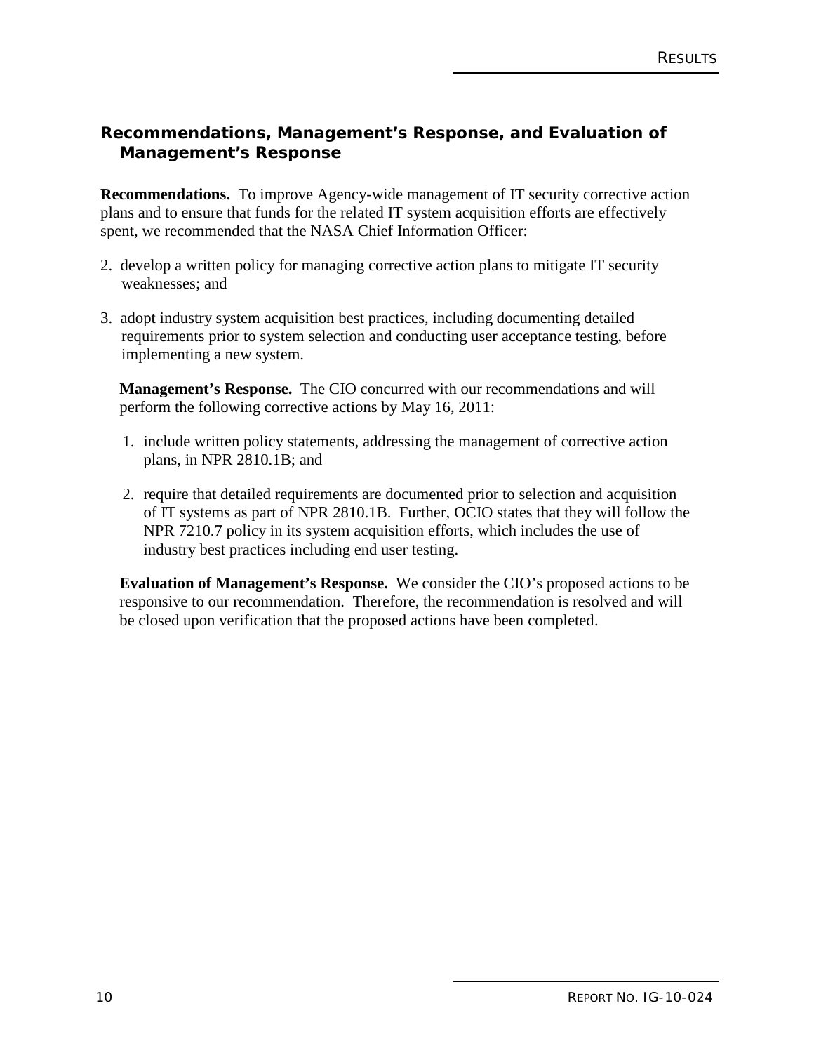## Recommendations, Management's Response, and Evaluation of Management's Response

**Recommendations.** To improve Agency-wide management of IT security corrective action plans and to ensure that funds for the related IT system acquisition efforts are effectively spent, we recommended that the NASA Chief Information Officer:

2. develop a written policy for managing corrective action plans to mitigate IT security weaknesses; and

3. adopt industry system acquisition best practices, including documenting detailed requirements prior to system selection and conducting user acceptance testing, before implementing a new system.

**Management's Response.** The CIO concurred with our recommendations and will perform the following corrective actions by May 16, 2011:

1. include written policy statements, addressing the management of corrective action plans, in NPR 2810.1B; and

2. require that detailed requirements are documented prior to selection and acquisition of IT systems as part of NPR 2810.1B. Further, OCIO states that they will follow the NPR 7210.7 policy in its system acquisition efforts, which includes the use of industry best practices including end user testing.

**Evaluation of Management's Response.** We consider the CIO's proposed actions to be responsive to our recommendation. Therefore, the recommendation is resolved and will be closed upon verification that the proposed actions have been completed.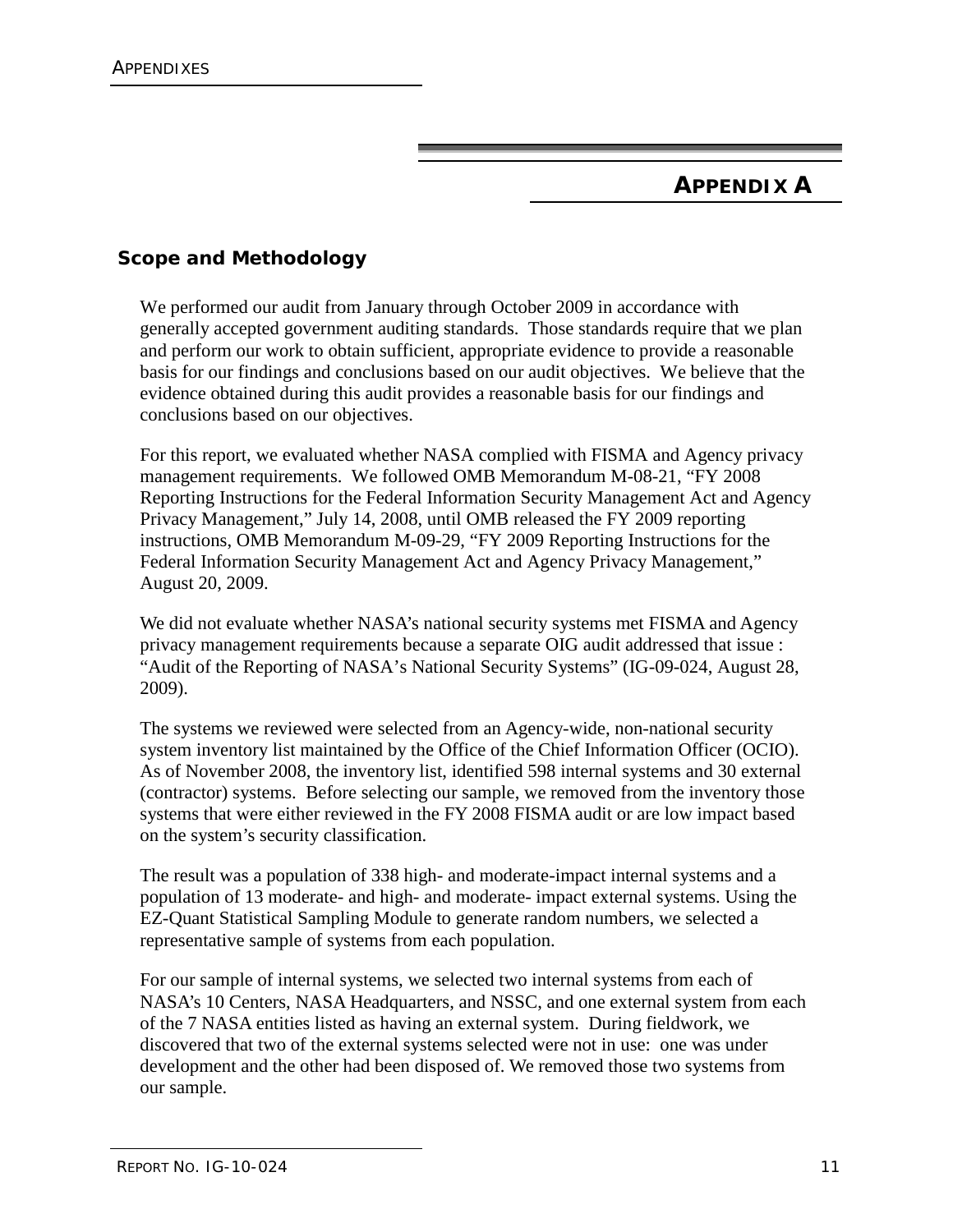# APPENDIX A

## Scope and Methodology

We performed our audit from January through October 2009 in accordance with generally accepted government auditing standards. Those standards require that we plan and perform our work to obtain sufficient, appropriate evidence to provide a reasonable basis for our findings and conclusions based on our audit objectives. We believe that the evidence obtained during this audit provides a reasonable basis for our findings and conclusions based on our objectives.

For this report, we evaluated whether NASA complied with FISMA and Agency privacy management requirements. We followed OMB Memorandum M-08-21, "FY 2008 Reporting Instructions for the Federal Information Security Management Act and Agency Privacy Management," July 14, 2008, until OMB released the FY 2009 reporting instructions, OMB Memorandum M-09-29, "FY 2009 Reporting Instructions for the Federal Information Security Management Act and Agency Privacy Management," August 20, 2009.

We did not evaluate whether NASA's national security systems met FISMA and Agency privacy management requirements because a separate OIG audit addressed that issue : "Audit of the Reporting of NASA's National Security Systems" (IG-09-024, August 28, 2009).

The systems we reviewed were selected from an Agency-wide, non-national security system inventory list maintained by the Office of the Chief Information Officer (OCIO). As of November 2008, the inventory list, identified 598 internal systems and 30 external (contractor) systems. Before selecting our sample, we removed from the inventory those systems that were either reviewed in the FY 2008 FISMA audit or are low impact based on the system's security classification.

The result was a population of 338 high- and moderate-impact internal systems and a population of 13 moderate- and high- and moderate- impact external systems. Using the EZ-Quant Statistical Sampling Module to generate random numbers, we selected a representative sample of systems from each population.

For our sample of internal systems, we selected two internal systems from each of NASA's 10 Centers, NASA Headquarters, and NSSC, and one external system from each of the 7 NASA entities listed as having an external system. During fieldwork, we discovered that two of the external systems selected were not in use: one was under development and the other had been disposed of. We removed those two systems from our sample.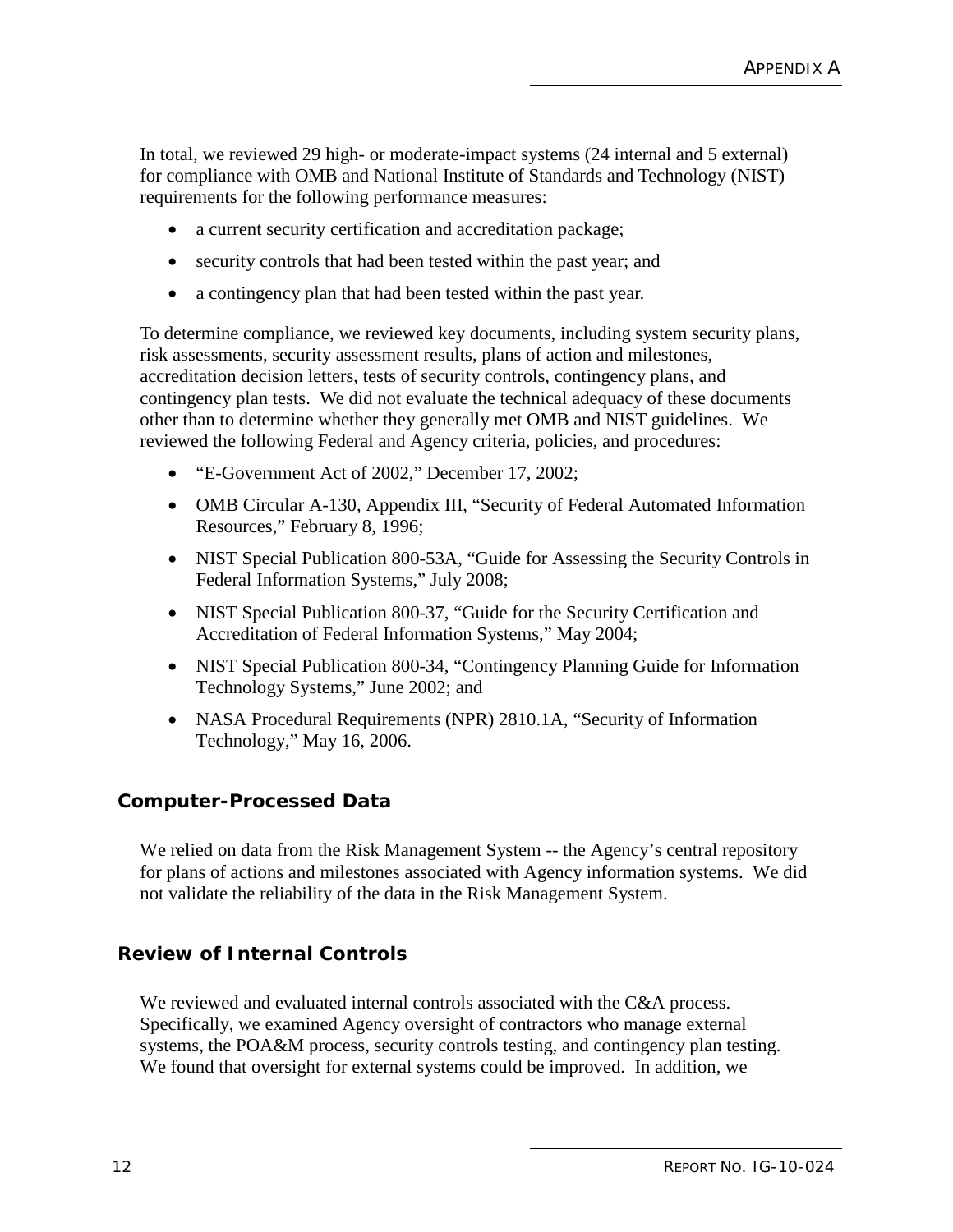In total, we reviewed 29 high- or moderate-impact systems (24 internal and 5 external) for compliance with OMB and National Institute of Standards and Technology (NIST) requirements for the following performance measures:

- a current security certification and accreditation package;
- security controls that had been tested within the past year; and
- a contingency plan that had been tested within the past year.

To determine compliance, we reviewed key documents, including system security plans, risk assessments, security assessment results, plans of action and milestones, accreditation decision letters, tests of security controls, contingency plans, and contingency plan tests. We did not evaluate the technical adequacy of these documents other than to determine whether they generally met OMB and NIST guidelines. We reviewed the following Federal and Agency criteria, policies, and procedures:

- "E-Government Act of 2002," December 17, 2002;
- OMB Circular A-130, Appendix III, "Security of Federal Automated Information Resources," February 8, 1996;
- NIST Special Publication 800-53A, "Guide for Assessing the Security Controls in Federal Information Systems," July 2008;
- NIST Special Publication 800-37, "Guide for the Security Certification and Accreditation of Federal Information Systems," May 2004;
- NIST Special Publication 800-34, "Contingency Planning Guide for Information Technology Systems," June 2002; and
- NASA Procedural Requirements (NPR) 2810.1A, "Security of Information Technology," May 16, 2006.

## Computer-Processed Data

We relied on data from the Risk Management System -- the Agency's central repository for plans of actions and milestones associated with Agency information systems. We did not validate the reliability of the data in the Risk Management System.

## Review of Internal Controls

We reviewed and evaluated internal controls associated with the C&A process. Specifically, we examined Agency oversight of contractors who manage external systems, the POA&M process, security controls testing, and contingency plan testing. We found that oversight for external systems could be improved. In addition, we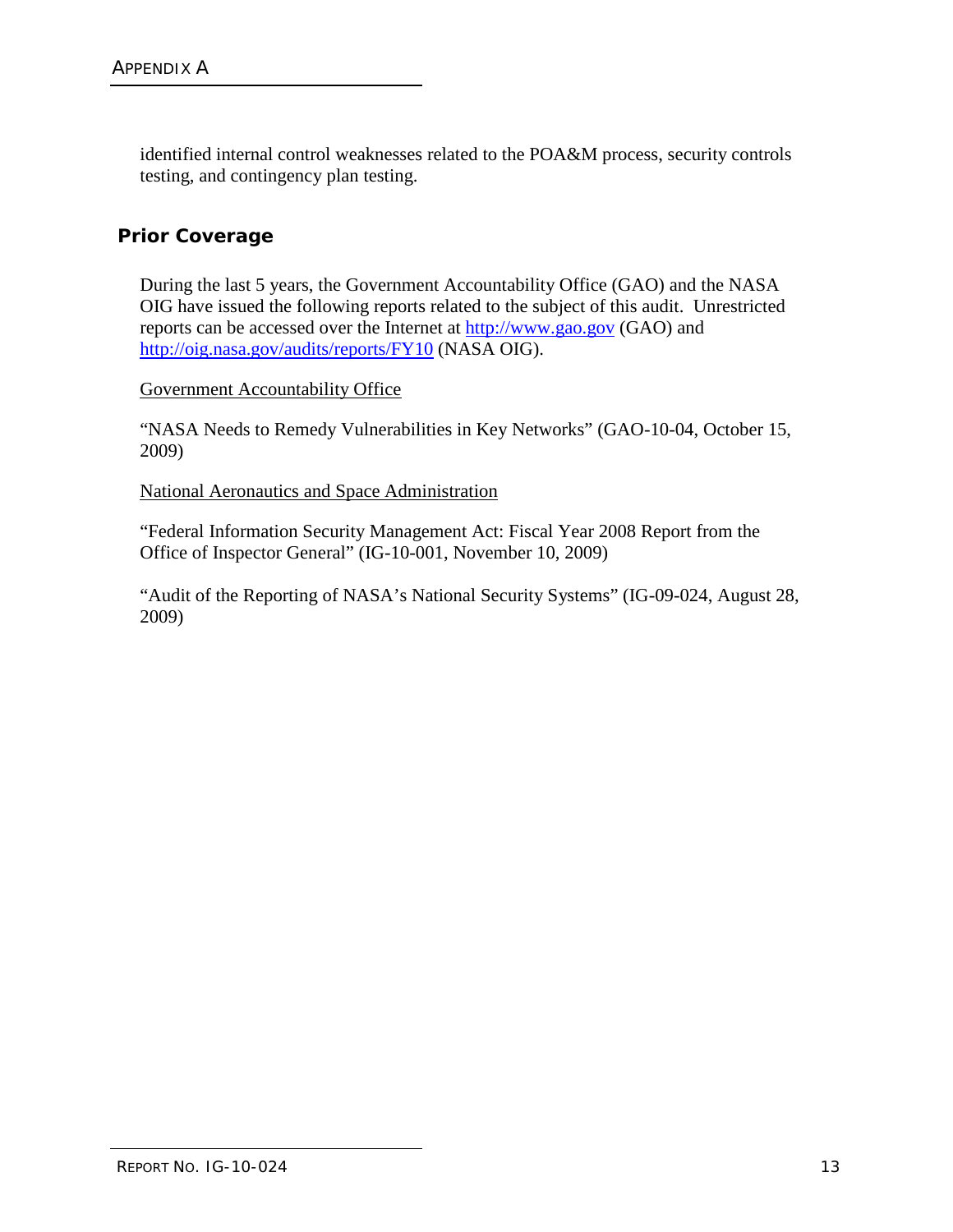identified internal control weaknesses related to the POA&M process, security controls testing, and contingency plan testing.

## Prior Coverage

During the last 5 years, the Government Accountability Office (GAO) and the NASA OIG have issued the following reports related to the subject of this audit. Unrestricted reports can be accessed over the Internet at [http://www.gao.gov](http://www.gao.gov) (GAO) and [http://oig.nasa.gov/audits/reports/FY10](http://oig.nasa.gov/audits/reports/FY10) (NASA OIG).

<u>Government Accountability Office</u>

"NASA Needs to Remedy Vulnerabilities in Key Networks" (GAO-10-04, October 15, 2009)

<u>National Aeronautics and Space Administration</u>

"Federal Information Security Management Act: Fiscal Year 2008 Report from the Office of Inspector General" (IG-10-001, November 10, 2009)

"Audit of the Reporting of NASA's National Security Systems" (IG-09-024, August 28, 2009)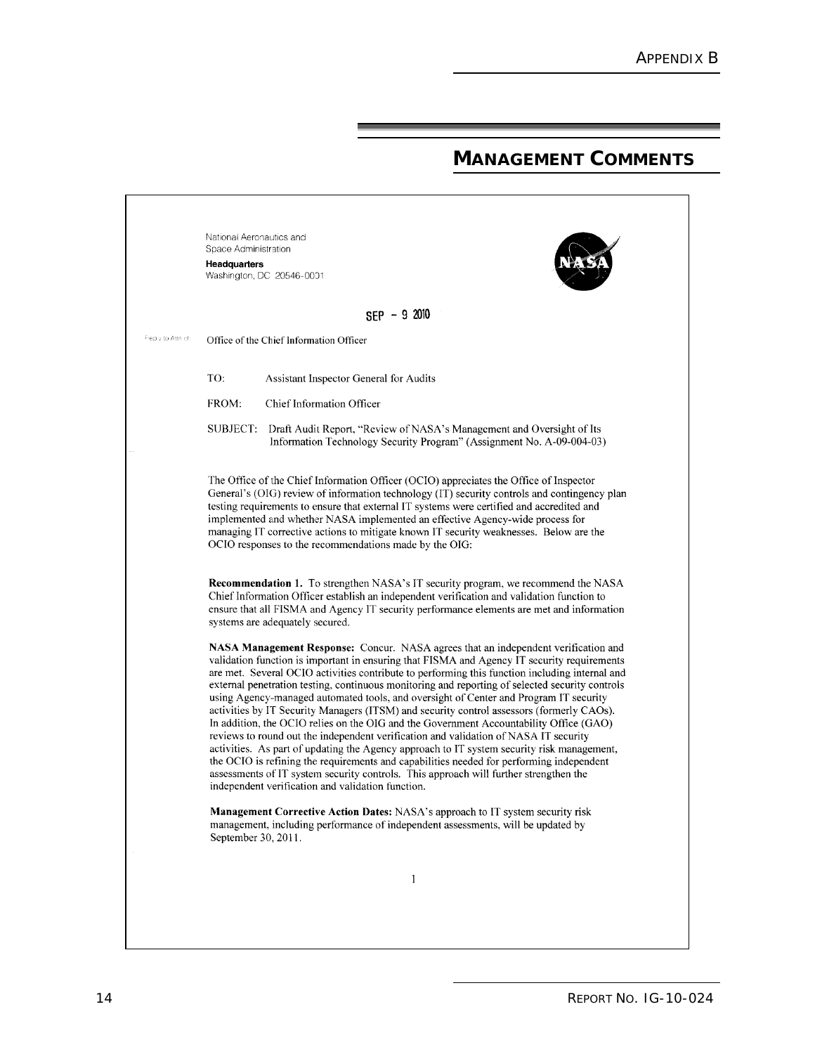# MANAGEMENT COMMENTS

National Aeronautics and Space Administration
**Headquarters**
Washington, DC 20546-0001

SEP - 9 2010

Reply to Attn of: Office of the Chief Information Officer

TO: Assistant Inspector General for Audits

FROM: Chief Information Officer

SUBJECT: Draft Audit Report, "Review of NASA's Management and Oversight of Its Information Technology Security Program" (Assignment No. A-09-004-03)

The Office of the Chief Information Officer (OCIO) appreciates the Office of Inspector General's (OIG) review of information technology (IT) security controls and contingency plan testing requirements to ensure that external IT systems were certified and accredited and implemented and whether NASA implemented an effective Agency-wide process for managing IT corrective actions to mitigate known IT security weaknesses. Below are the OCIO responses to the recommendations made by the OIG:

**Recommendation 1.** To strengthen NASA's IT security program, we recommend the NASA Chief Information Officer establish an independent verification and validation function to ensure that all FISMA and Agency IT security performance elements are met and information systems are adequately secured.

**NASA Management Response:** Concur. NASA agrees that an independent verification and validation function is important in ensuring that FISMA and Agency IT security requirements are met. Several OCIO activities contribute to performing this function including internal and external penetration testing, continuous monitoring and reporting of selected security controls using Agency-managed automated tools, and oversight of Center and Program IT security activities by IT Security Managers (ITSM) and security control assessors (formerly CAOs). In addition, the OCIO relies on the OIG and the Government Accountability Office (GAO) reviews to round out the independent verification and validation of NASA IT security activities. As part of updating the Agency approach to IT system security risk management, the OCIO is refining the requirements and capabilities needed for performing independent assessments of IT system security controls. This approach will further strengthen the independent verification and validation function.

**Management Corrective Action Dates:** NASA's approach to IT system security risk management, including performance of independent assessments, will be updated by September 30, 2011.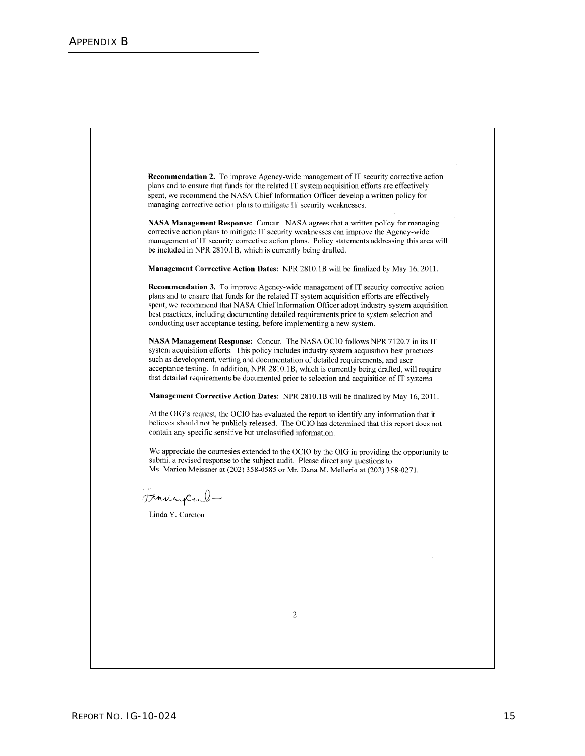**Recommendation 2.** To improve Agency-wide management of IT security corrective action plans and to ensure that funds for the related IT system acquisition efforts are effectively spent, we recommend the NASA Chief Information Officer develop a written policy for managing corrective action plans to mitigate IT security weaknesses.

**NASA Management Response:** Concur. NASA agrees that a written policy for managing corrective action plans to mitigate IT security weaknesses can improve the Agency-wide management of IT security corrective action plans. Policy statements addressing this area will be included in NPR 2810.1B, which is currently being drafted.

**Management Corrective Action Dates:** NPR 2810.1B will be finalized by May 16, 2011.

**Recommendation 3.** To improve Agency-wide management of IT security corrective action plans and to ensure that funds for the related IT system acquisition efforts are effectively spent, we recommend that NASA Chief Information Officer adopt industry system acquisition best practices, including documenting detailed requirements prior to system selection and conducting user acceptance testing, before implementing a new system.

**NASA Management Response:** Concur. The NASA OCIO follows NPR 7120.7 in its IT system acquisition efforts. This policy includes industry system acquisition best practices such as development, vetting and documentation of detailed requirements, and user acceptance testing. In addition, NPR 2810.1B, which is currently being drafted, will require that detailed requirements be documented prior to selection and acquisition of IT systems.

**Management Corrective Action Dates:** NPR 2810.1B will be finalized by May 16, 2011.

At the OIG's request, the OCIO has evaluated the report to identify any information that it believes should not be publicly released. The OCIO has determined that this report does not contain any specific sensitive but unclassified information.

We appreciate the courtesies extended to the OCIO by the OIG in providing the opportunity to submit a revised response to the subject audit. Please direct any questions to Ms. Marion Meissner at (202) 358-0585 or Mr. Dana M. Mellerio at (202) 358-0271.

Linda Y. Cureton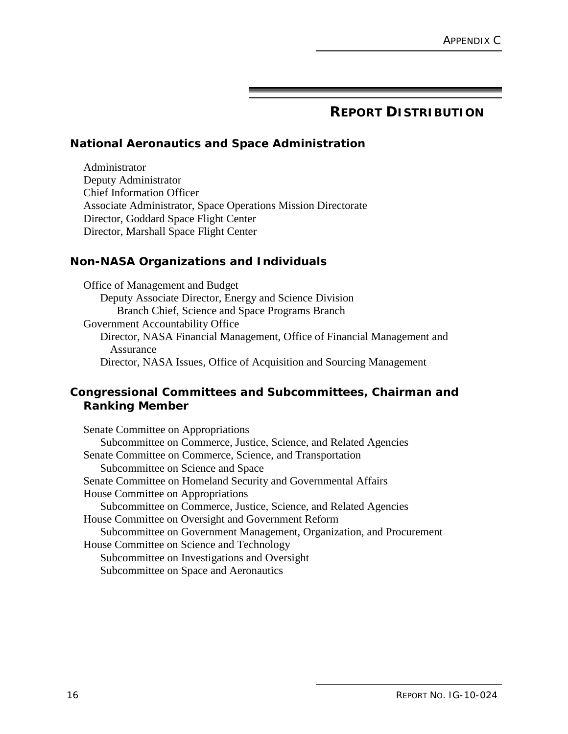# Report Distribution

## National Aeronautics and Space Administration

Administrator
Deputy Administrator
Chief Information Officer
Associate Administrator, Space Operations Mission Directorate
Director, Goddard Space Flight Center
Director, Marshall Space Flight Center

## Non-NASA Organizations and Individuals

Office of Management and Budget
- Deputy Associate Director, Energy and Science Division
  - Branch Chief, Science and Space Programs Branch

Government Accountability Office
- Director, NASA Financial Management, Office of Financial Management and Assurance
- Director, NASA Issues, Office of Acquisition and Sourcing Management

## Congressional Committees and Subcommittees, Chairman and Ranking Member

Senate Committee on Appropriations
- Subcommittee on Commerce, Justice, Science, and Related Agencies

Senate Committee on Commerce, Science, and Transportation
- Subcommittee on Science and Space

Senate Committee on Homeland Security and Governmental Affairs

House Committee on Appropriations
- Subcommittee on Commerce, Justice, Science, and Related Agencies

House Committee on Oversight and Government Reform
- Subcommittee on Government Management, Organization, and Procurement

House Committee on Science and Technology
- Subcommittee on Investigations and Oversight
- Subcommittee on Space and Aeronautics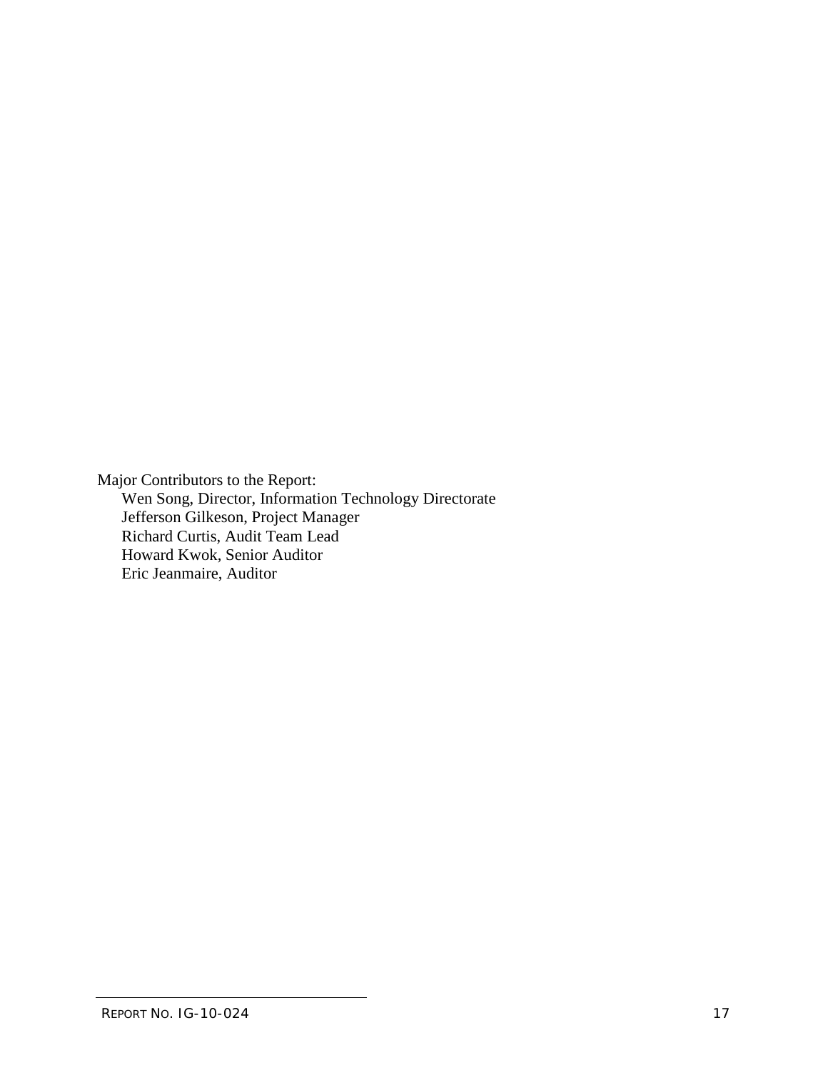Major Contributors to the Report:

- Wen Song, Director, Information Technology Directorate
- Jefferson Gilkeson, Project Manager
- Richard Curtis, Audit Team Lead
- Howard Kwok, Senior Auditor
- Eric Jeanmaire, Auditor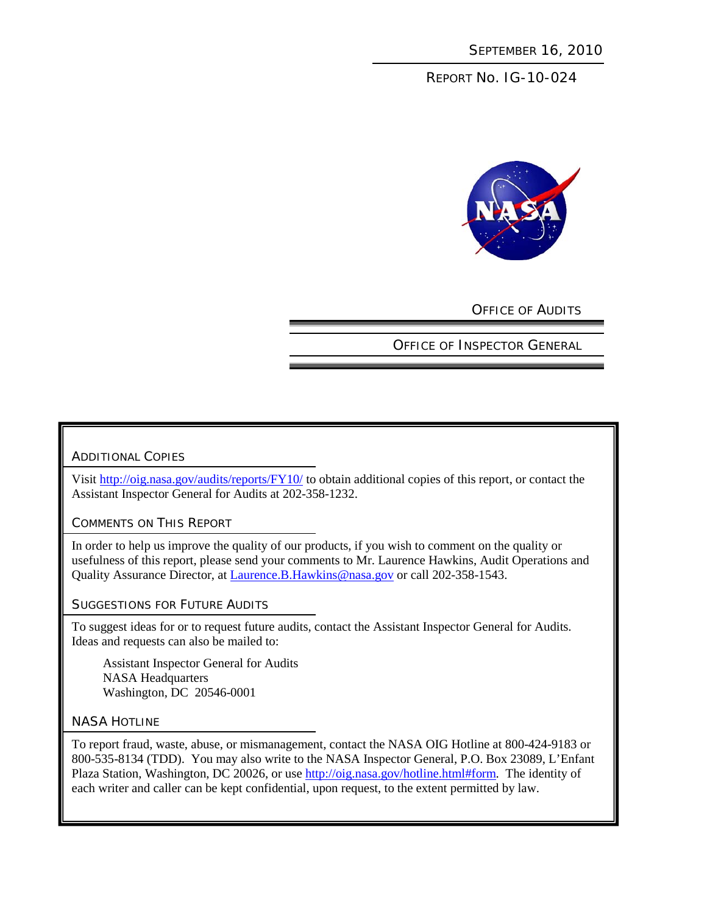SEPTEMBER 16, 2010

REPORT NO. IG-10-024

OFFICE OF AUDITS

OFFICE OF INSPECTOR GENERAL

### ADDITIONAL COPIES

Visit http://oig.nasa.gov/audits/reports/FY10/ to obtain additional copies of this report, or contact the Assistant Inspector General for Audits at 202-358-1232.

### COMMENTS ON THIS REPORT

In order to help us improve the quality of our products, if you wish to comment on the quality or usefulness of this report, please send your comments to Mr. Laurence Hawkins, Audit Operations and Quality Assurance Director, at Laurence.B.Hawkins@nasa.gov or call 202-358-1543.

### SUGGESTIONS FOR FUTURE AUDITS

To suggest ideas for or to request future audits, contact the Assistant Inspector General for Audits. Ideas and requests can also be mailed to:

Assistant Inspector General for Audits
NASA Headquarters
Washington, DC 20546-0001

### NASA HOTLINE

To report fraud, waste, abuse, or mismanagement, contact the NASA OIG Hotline at 800-424-9183 or 800-535-8134 (TDD). You may also write to the NASA Inspector General, P.O. Box 23089, L'Enfant Plaza Station, Washington, DC 20026, or use http://oig.nasa.gov/hotline.html#form. The identity of each writer and caller can be kept confidential, upon request, to the extent permitted by law.